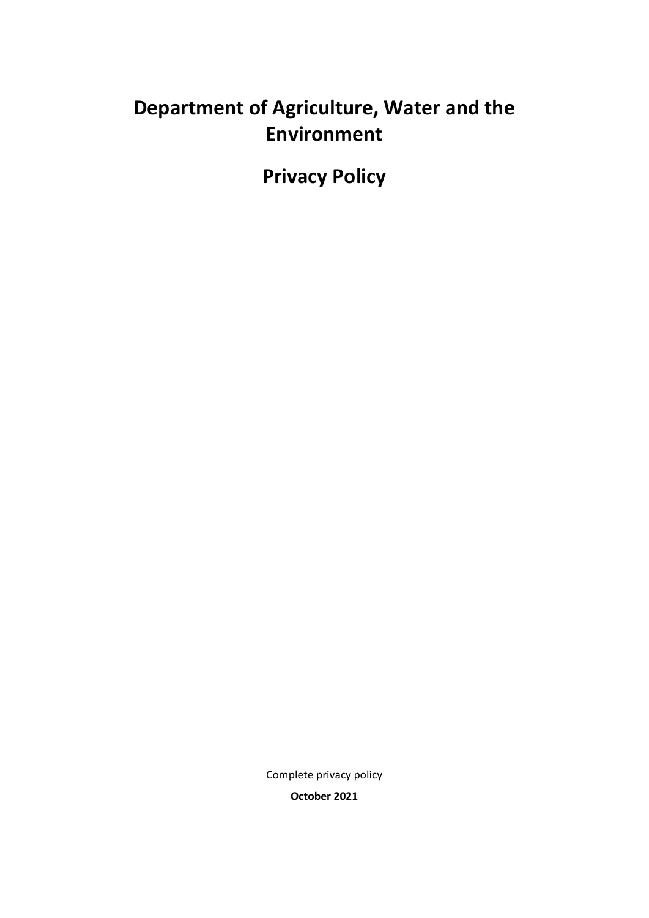# Department of Agriculture, Water and the Environment

## Privacy Policy

Complete privacy policy

**October 2021**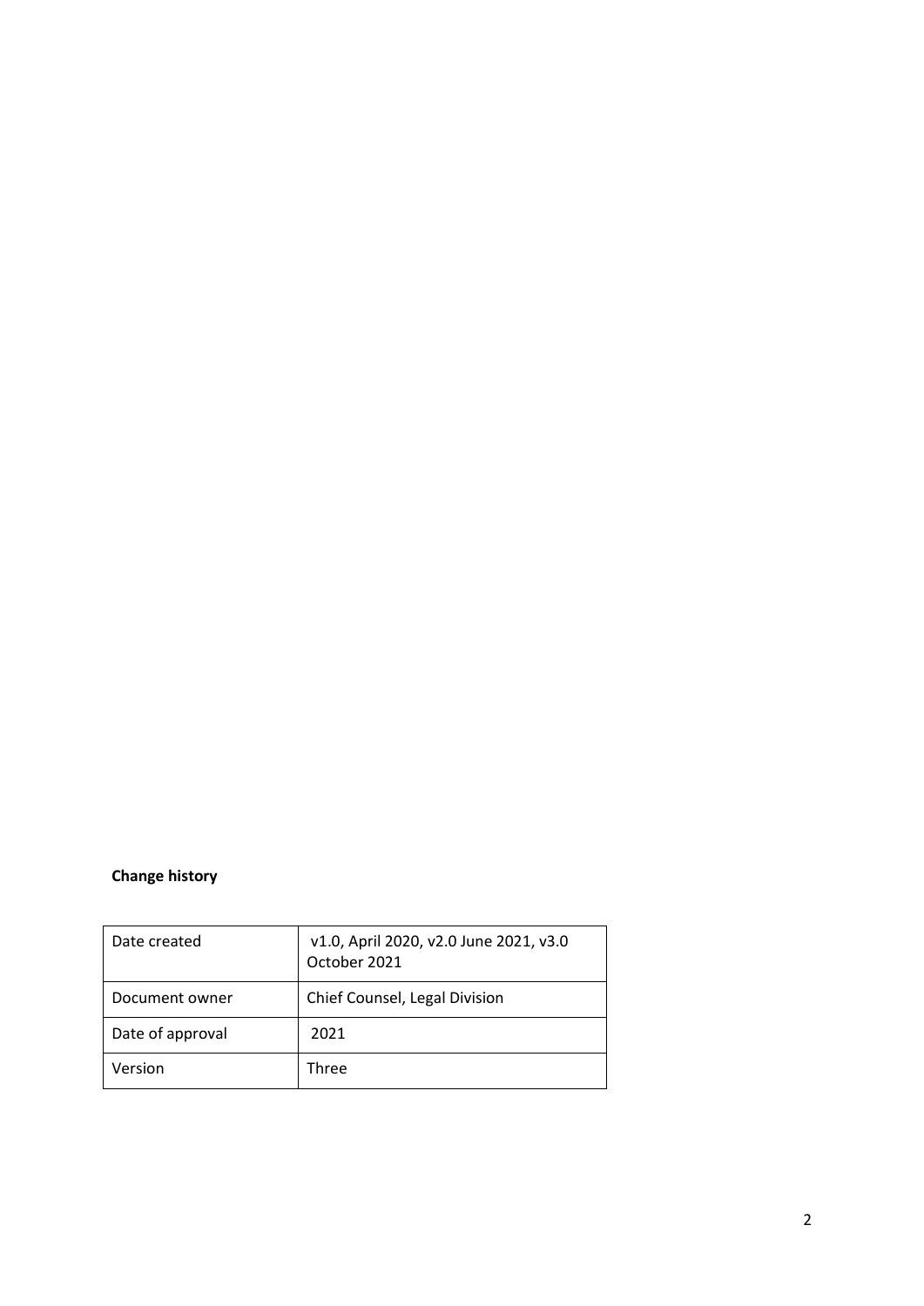**Change history**

| Date created | v1.0, April 2020, v2.0 June 2021, v3.0 October 2021 |
|---|---|
| Document owner | Chief Counsel, Legal Division |
| Date of approval | 2021 |
| Version | Three |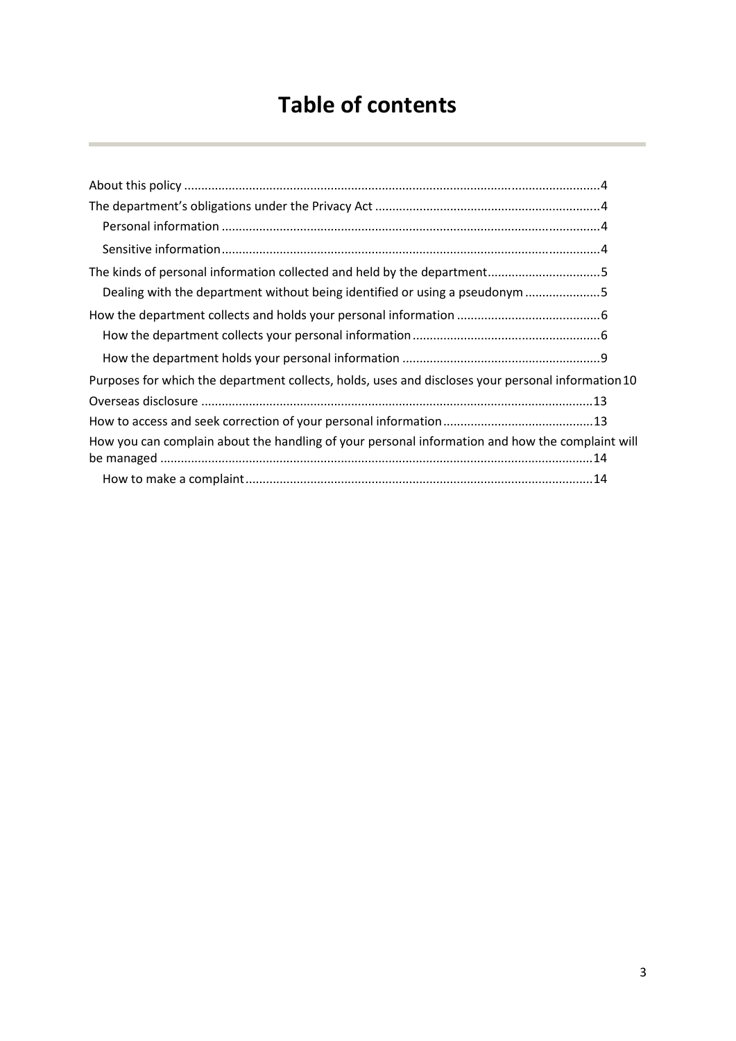# Table of contents

About this policy ....................................................................................................................4

The department's obligations under the Privacy Act ...................................................................4

  Personal information ...............................................................................................................4

  Sensitive information...............................................................................................................4

The kinds of personal information collected and held by the department.................................5

  Dealing with the department without being identified or using a pseudonym ......................5

How the department collects and holds your personal information ..........................................6

  How the department collects your personal information .......................................................6

  How the department holds your personal information ..........................................................9

Purposes for which the department collects, holds, uses and discloses your personal information 10

Overseas disclosure ...................................................................................................................13

How to access and seek correction of your personal information ............................................13

How you can complain about the handling of your personal information and how the complaint will be managed ..............................................................................................................................14

  How to make a complaint.....................................................................................................14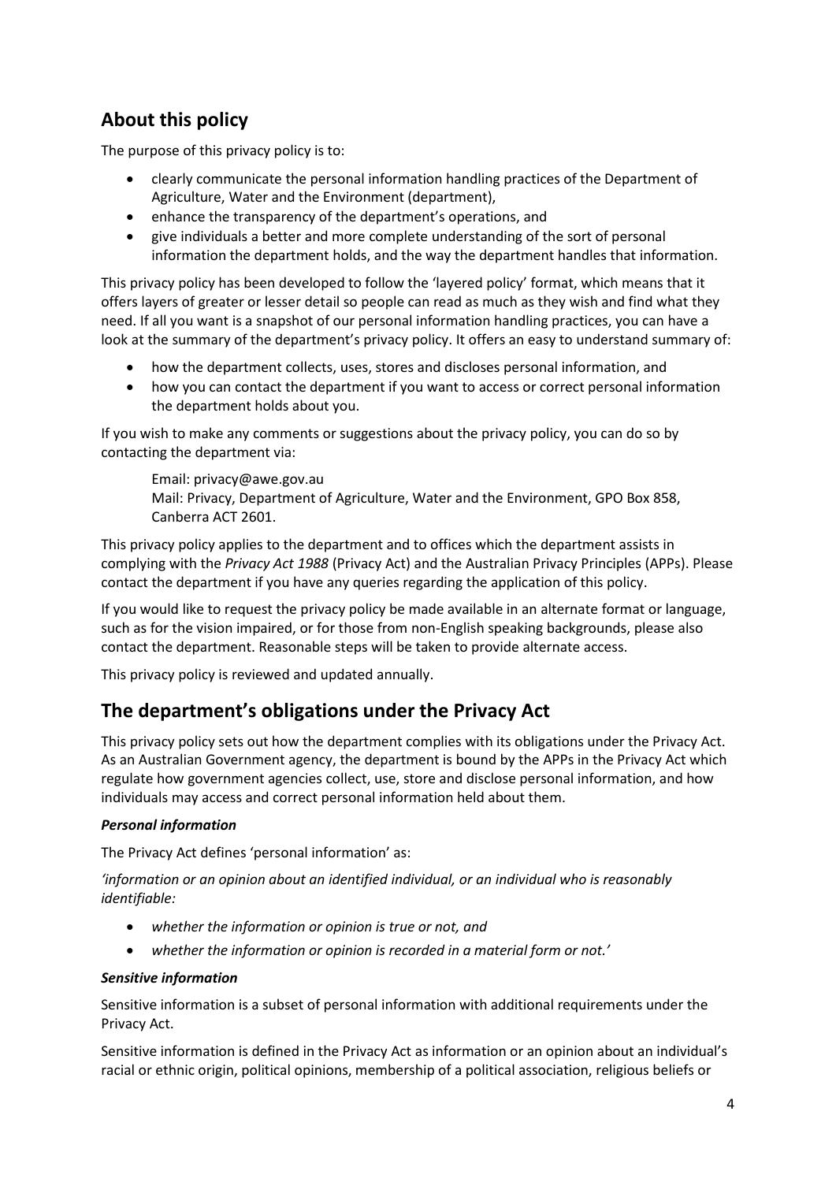## About this policy

The purpose of this privacy policy is to:

- clearly communicate the personal information handling practices of the Department of Agriculture, Water and the Environment (department),
- enhance the transparency of the department's operations, and
- give individuals a better and more complete understanding of the sort of personal information the department holds, and the way the department handles that information.

This privacy policy has been developed to follow the 'layered policy' format, which means that it offers layers of greater or lesser detail so people can read as much as they wish and find what they need. If all you want is a snapshot of our personal information handling practices, you can have a look at the summary of the department's privacy policy. It offers an easy to understand summary of:

- how the department collects, uses, stores and discloses personal information, and
- how you can contact the department if you want to access or correct personal information the department holds about you.

If you wish to make any comments or suggestions about the privacy policy, you can do so by contacting the department via:

> Email: privacy@awe.gov.au
> Mail: Privacy, Department of Agriculture, Water and the Environment, GPO Box 858, Canberra ACT 2601.

This privacy policy applies to the department and to offices which the department assists in complying with the *Privacy Act 1988* (Privacy Act) and the Australian Privacy Principles (APPs). Please contact the department if you have any queries regarding the application of this policy.

If you would like to request the privacy policy be made available in an alternate format or language, such as for the vision impaired, or for those from non-English speaking backgrounds, please also contact the department. Reasonable steps will be taken to provide alternate access.

This privacy policy is reviewed and updated annually.

## The department's obligations under the Privacy Act

This privacy policy sets out how the department complies with its obligations under the Privacy Act. As an Australian Government agency, the department is bound by the APPs in the Privacy Act which regulate how government agencies collect, use, store and disclose personal information, and how individuals may access and correct personal information held about them.

### *Personal information*

The Privacy Act defines 'personal information' as:

*'information or an opinion about an identified individual, or an individual who is reasonably identifiable:*

- *whether the information or opinion is true or not, and*
- *whether the information or opinion is recorded in a material form or not.'*

### *Sensitive information*

Sensitive information is a subset of personal information with additional requirements under the Privacy Act.

Sensitive information is defined in the Privacy Act as information or an opinion about an individual's racial or ethnic origin, political opinions, membership of a political association, religious beliefs or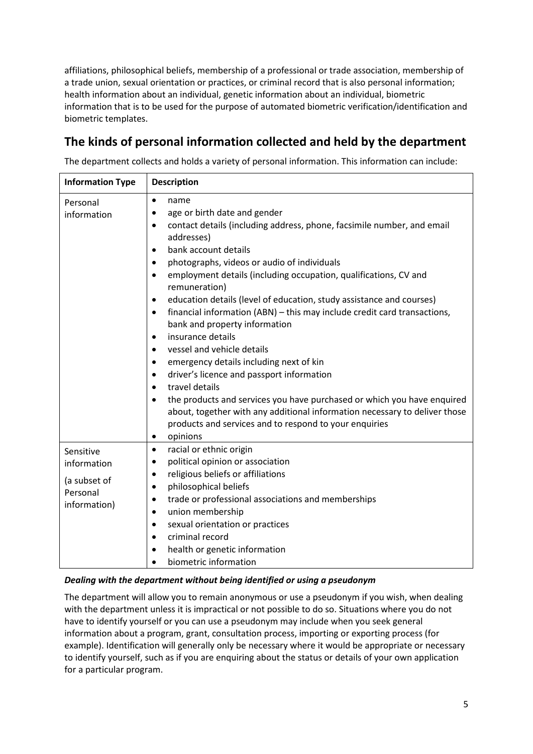affiliations, philosophical beliefs, membership of a professional or trade association, membership of a trade union, sexual orientation or practices, or criminal record that is also personal information; health information about an individual, genetic information about an individual, biometric information that is to be used for the purpose of automated biometric verification/identification and biometric templates.

## The kinds of personal information collected and held by the department

The department collects and holds a variety of personal information. This information can include:

| Information Type | Description |
|---|---|
| Personal information | • name<br>• age or birth date and gender<br>• contact details (including address, phone, facsimile number, and email addresses)<br>• bank account details<br>• photographs, videos or audio of individuals<br>• employment details (including occupation, qualifications, CV and remuneration)<br>• education details (level of education, study assistance and courses)<br>• financial information (ABN) – this may include credit card transactions, bank and property information<br>• insurance details<br>• vessel and vehicle details<br>• emergency details including next of kin<br>• driver's licence and passport information<br>• travel details<br>• the products and services you have purchased or which you have enquired about, together with any additional information necessary to deliver those products and services and to respond to your enquiries<br>• opinions |
| Sensitive information<br><br>(a subset of Personal information) | • racial or ethnic origin<br>• political opinion or association<br>• religious beliefs or affiliations<br>• philosophical beliefs<br>• trade or professional associations and memberships<br>• union membership<br>• sexual orientation or practices<br>• criminal record<br>• health or genetic information<br>• biometric information |

***Dealing with the department without being identified or using a pseudonym***

The department will allow you to remain anonymous or use a pseudonym if you wish, when dealing with the department unless it is impractical or not possible to do so. Situations where you do not have to identify yourself or you can use a pseudonym may include when you seek general information about a program, grant, consultation process, importing or exporting process (for example). Identification will generally only be necessary where it would be appropriate or necessary to identify yourself, such as if you are enquiring about the status or details of your own application for a particular program.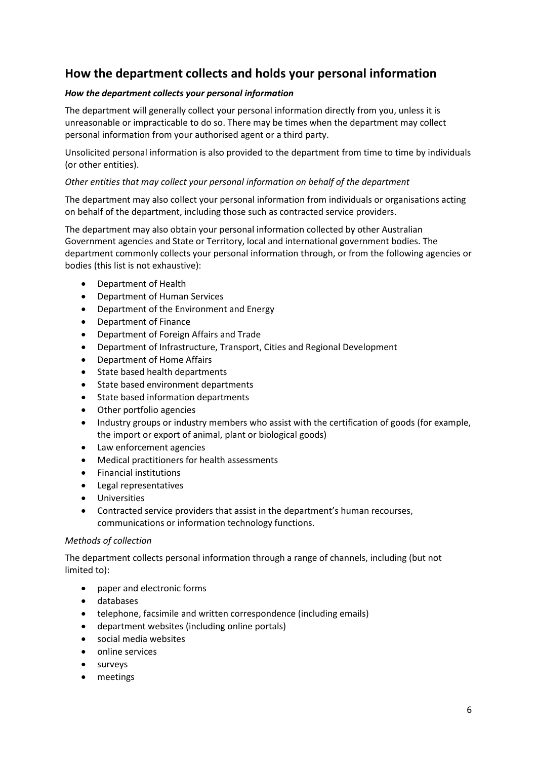## How the department collects and holds your personal information

***How the department collects your personal information***

The department will generally collect your personal information directly from you, unless it is unreasonable or impracticable to do so. There may be times when the department may collect personal information from your authorised agent or a third party.

Unsolicited personal information is also provided to the department from time to time by individuals (or other entities).

*Other entities that may collect your personal information on behalf of the department*

The department may also collect your personal information from individuals or organisations acting on behalf of the department, including those such as contracted service providers.

The department may also obtain your personal information collected by other Australian Government agencies and State or Territory, local and international government bodies. The department commonly collects your personal information through, or from the following agencies or bodies (this list is not exhaustive):

- Department of Health
- Department of Human Services
- Department of the Environment and Energy
- Department of Finance
- Department of Foreign Affairs and Trade
- Department of Infrastructure, Transport, Cities and Regional Development
- Department of Home Affairs
- State based health departments
- State based environment departments
- State based information departments
- Other portfolio agencies
- Industry groups or industry members who assist with the certification of goods (for example, the import or export of animal, plant or biological goods)
- Law enforcement agencies
- Medical practitioners for health assessments
- Financial institutions
- Legal representatives
- Universities
- Contracted service providers that assist in the department's human recourses, communications or information technology functions.

*Methods of collection*

The department collects personal information through a range of channels, including (but not limited to):

- paper and electronic forms
- databases
- telephone, facsimile and written correspondence (including emails)
- department websites (including online portals)
- social media websites
- online services
- surveys
- meetings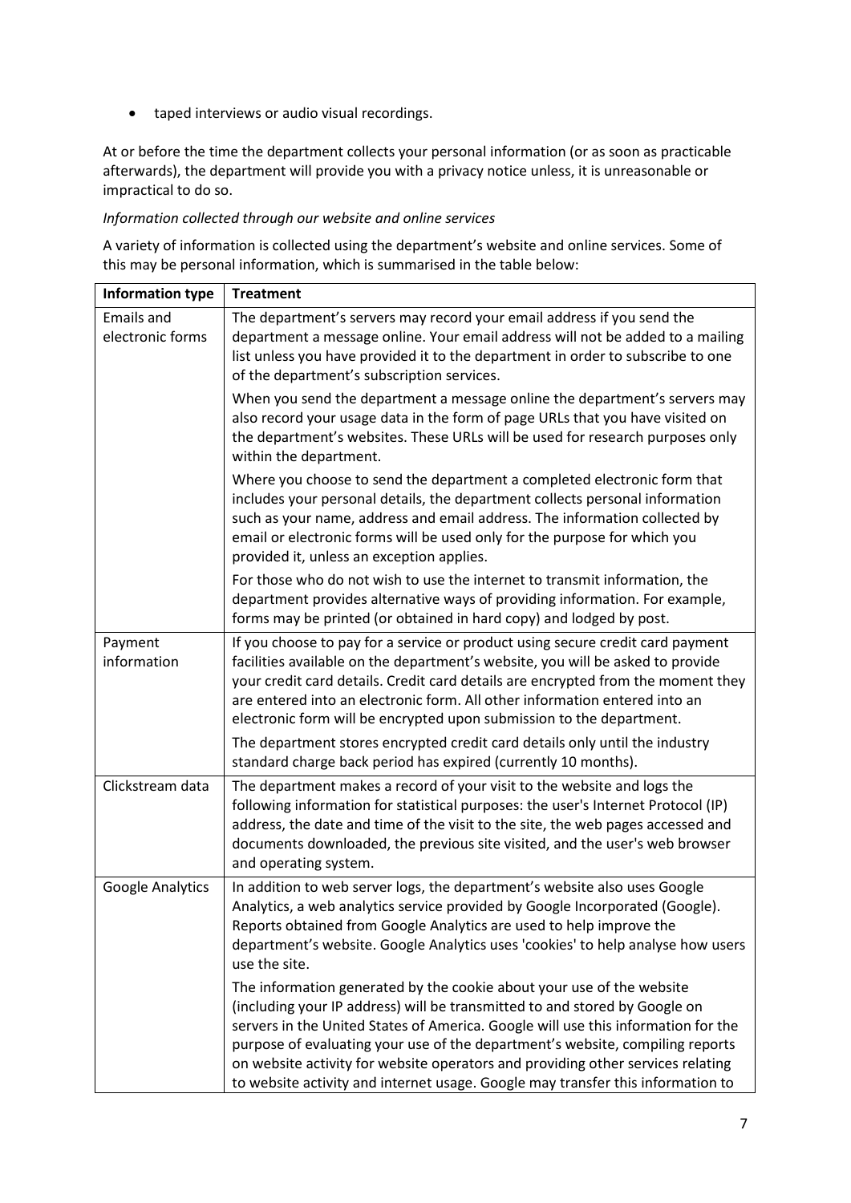- taped interviews or audio visual recordings.

At or before the time the department collects your personal information (or as soon as practicable afterwards), the department will provide you with a privacy notice unless, it is unreasonable or impractical to do so.

*Information collected through our website and online services*

A variety of information is collected using the department's website and online services. Some of this may be personal information, which is summarised in the table below:

| Information type | Treatment |
|---|---|
| Emails and electronic forms | The department's servers may record your email address if you send the department a message online. Your email address will not be added to a mailing list unless you have provided it to the department in order to subscribe to one of the department's subscription services.<br><br>When you send the department a message online the department's servers may also record your usage data in the form of page URLs that you have visited on the department's websites. These URLs will be used for research purposes only within the department.<br><br>Where you choose to send the department a completed electronic form that includes your personal details, the department collects personal information such as your name, address and email address. The information collected by email or electronic forms will be used only for the purpose for which you provided it, unless an exception applies.<br><br>For those who do not wish to use the internet to transmit information, the department provides alternative ways of providing information. For example, forms may be printed (or obtained in hard copy) and lodged by post. |
| Payment information | If you choose to pay for a service or product using secure credit card payment facilities available on the department's website, you will be asked to provide your credit card details. Credit card details are encrypted from the moment they are entered into an electronic form. All other information entered into an electronic form will be encrypted upon submission to the department.<br><br>The department stores encrypted credit card details only until the industry standard charge back period has expired (currently 10 months). |
| Clickstream data | The department makes a record of your visit to the website and logs the following information for statistical purposes: the user's Internet Protocol (IP) address, the date and time of the visit to the site, the web pages accessed and documents downloaded, the previous site visited, and the user's web browser and operating system. |
| Google Analytics | In addition to web server logs, the department's website also uses Google Analytics, a web analytics service provided by Google Incorporated (Google). Reports obtained from Google Analytics are used to help improve the department's website. Google Analytics uses 'cookies' to help analyse how users use the site.<br><br>The information generated by the cookie about your use of the website (including your IP address) will be transmitted to and stored by Google on servers in the United States of America. Google will use this information for the purpose of evaluating your use of the department's website, compiling reports on website activity for website operators and providing other services relating to website activity and internet usage. Google may transfer this information to |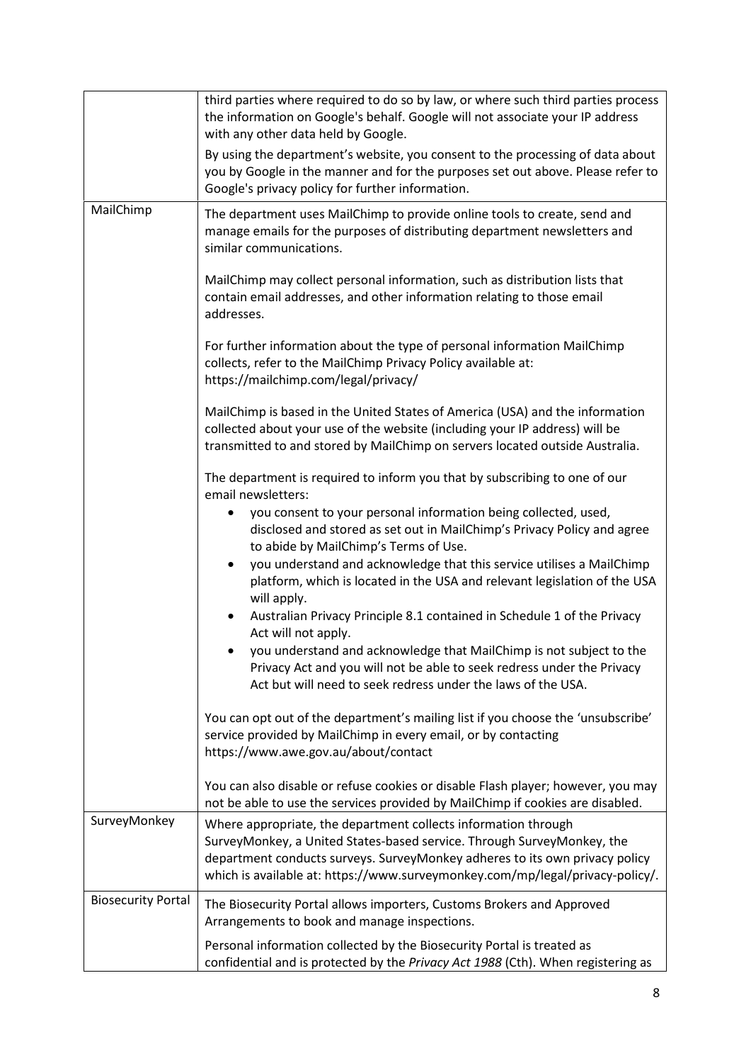| | |
|---|---|
| | third parties where required to do so by law, or where such third parties process the information on Google's behalf. Google will not associate your IP address with any other data held by Google.<br><br>By using the department's website, you consent to the processing of data about you by Google in the manner and for the purposes set out above. Please refer to Google's privacy policy for further information. |
| MailChimp | The department uses MailChimp to provide online tools to create, send and manage emails for the purposes of distributing department newsletters and similar communications.<br><br>MailChimp may collect personal information, such as distribution lists that contain email addresses, and other information relating to those email addresses.<br><br>For further information about the type of personal information MailChimp collects, refer to the MailChimp Privacy Policy available at: https://mailchimp.com/legal/privacy/<br><br>MailChimp is based in the United States of America (USA) and the information collected about your use of the website (including your IP address) will be transmitted to and stored by MailChimp on servers located outside Australia.<br><br>The department is required to inform you that by subscribing to one of our email newsletters:<br>• you consent to your personal information being collected, used, disclosed and stored as set out in MailChimp's Privacy Policy and agree to abide by MailChimp's Terms of Use.<br>• you understand and acknowledge that this service utilises a MailChimp platform, which is located in the USA and relevant legislation of the USA will apply.<br>• Australian Privacy Principle 8.1 contained in Schedule 1 of the Privacy Act will not apply.<br>• you understand and acknowledge that MailChimp is not subject to the Privacy Act and you will not be able to seek redress under the Privacy Act but will need to seek redress under the laws of the USA.<br><br>You can opt out of the department's mailing list if you choose the 'unsubscribe' service provided by MailChimp in every email, or by contacting https://www.awe.gov.au/about/contact<br><br>You can also disable or refuse cookies or disable Flash player; however, you may not be able to use the services provided by MailChimp if cookies are disabled. |
| SurveyMonkey | Where appropriate, the department collects information through SurveyMonkey, a United States-based service. Through SurveyMonkey, the department conducts surveys. SurveyMonkey adheres to its own privacy policy which is available at: https://www.surveymonkey.com/mp/legal/privacy-policy/. |
| Biosecurity Portal | The Biosecurity Portal allows importers, Customs Brokers and Approved Arrangements to book and manage inspections.<br><br>Personal information collected by the Biosecurity Portal is treated as confidential and is protected by the *Privacy Act 1988* (Cth). When registering as |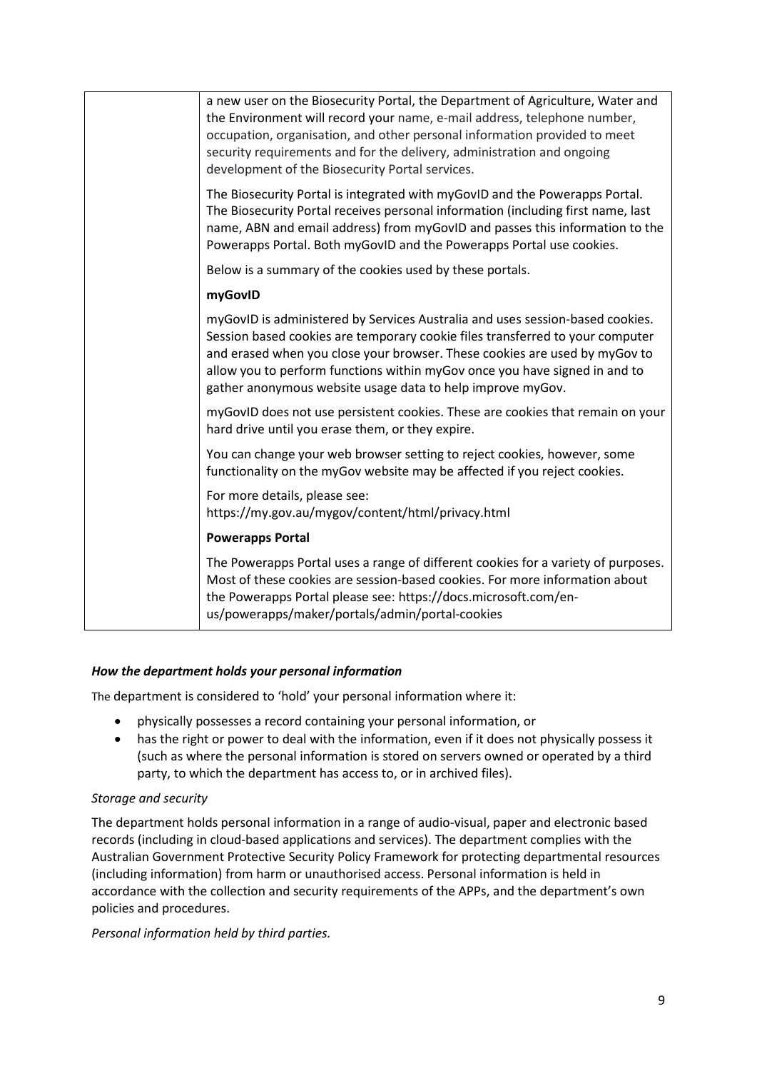| | a new user on the Biosecurity Portal, the Department of Agriculture, Water and the Environment will record your name, e-mail address, telephone number, occupation, organisation, and other personal information provided to meet security requirements and for the delivery, administration and ongoing development of the Biosecurity Portal services.<br><br>The Biosecurity Portal is integrated with myGovID and the Powerapps Portal. The Biosecurity Portal receives personal information (including first name, last name, ABN and email address) from myGovID and passes this information to the Powerapps Portal. Both myGovID and the Powerapps Portal use cookies.<br><br>Below is a summary of the cookies used by these portals.<br><br>**myGovID**<br><br>myGovID is administered by Services Australia and uses session-based cookies. Session based cookies are temporary cookie files transferred to your computer and erased when you close your browser. These cookies are used by myGov to allow you to perform functions within myGov once you have signed in and to gather anonymous website usage data to help improve myGov.<br><br>myGovID does not use persistent cookies. These are cookies that remain on your hard drive until you erase them, or they expire.<br><br>You can change your web browser setting to reject cookies, however, some functionality on the myGov website may be affected if you reject cookies.<br><br>For more details, please see: https://my.gov.au/mygov/content/html/privacy.html<br><br>**Powerapps Portal**<br><br>The Powerapps Portal uses a range of different cookies for a variety of purposes. Most of these cookies are session-based cookies. For more information about the Powerapps Portal please see: https://docs.microsoft.com/en-us/powerapps/maker/portals/admin/portal-cookies |
|---|---|

### *How the department holds your personal information*

The department is considered to 'hold' your personal information where it:

- physically possesses a record containing your personal information, or
- has the right or power to deal with the information, even if it does not physically possess it (such as where the personal information is stored on servers owned or operated by a third party, to which the department has access to, or in archived files).

*Storage and security*

The department holds personal information in a range of audio-visual, paper and electronic based records (including in cloud-based applications and services). The department complies with the Australian Government Protective Security Policy Framework for protecting departmental resources (including information) from harm or unauthorised access. Personal information is held in accordance with the collection and security requirements of the APPs, and the department's own policies and procedures.

*Personal information held by third parties.*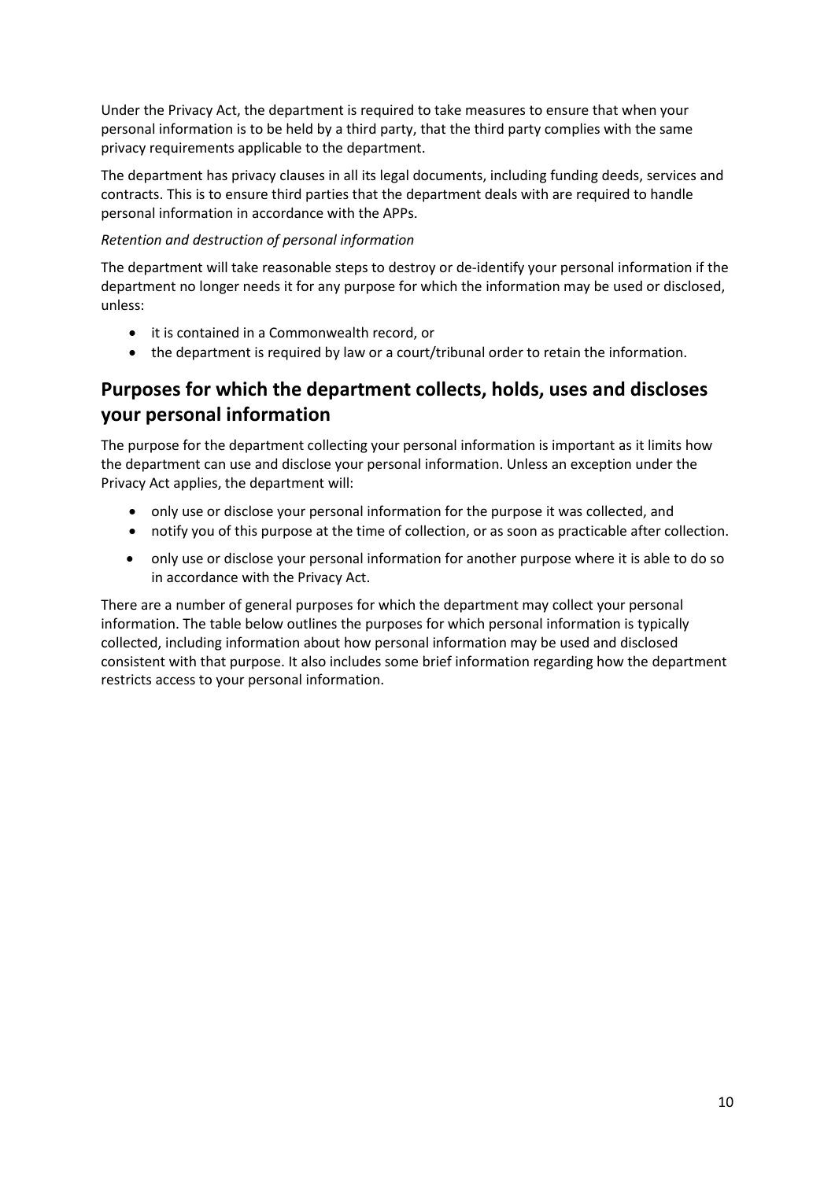Under the Privacy Act, the department is required to take measures to ensure that when your personal information is to be held by a third party, that the third party complies with the same privacy requirements applicable to the department.

The department has privacy clauses in all its legal documents, including funding deeds, services and contracts. This is to ensure third parties that the department deals with are required to handle personal information in accordance with the APPs.

*Retention and destruction of personal information*

The department will take reasonable steps to destroy or de-identify your personal information if the department no longer needs it for any purpose for which the information may be used or disclosed, unless:

- it is contained in a Commonwealth record, or
- the department is required by law or a court/tribunal order to retain the information.

## Purposes for which the department collects, holds, uses and discloses your personal information

The purpose for the department collecting your personal information is important as it limits how the department can use and disclose your personal information. Unless an exception under the Privacy Act applies, the department will:

- only use or disclose your personal information for the purpose it was collected, and
- notify you of this purpose at the time of collection, or as soon as practicable after collection.
- only use or disclose your personal information for another purpose where it is able to do so in accordance with the Privacy Act.

There are a number of general purposes for which the department may collect your personal information. The table below outlines the purposes for which personal information is typically collected, including information about how personal information may be used and disclosed consistent with that purpose. It also includes some brief information regarding how the department restricts access to your personal information.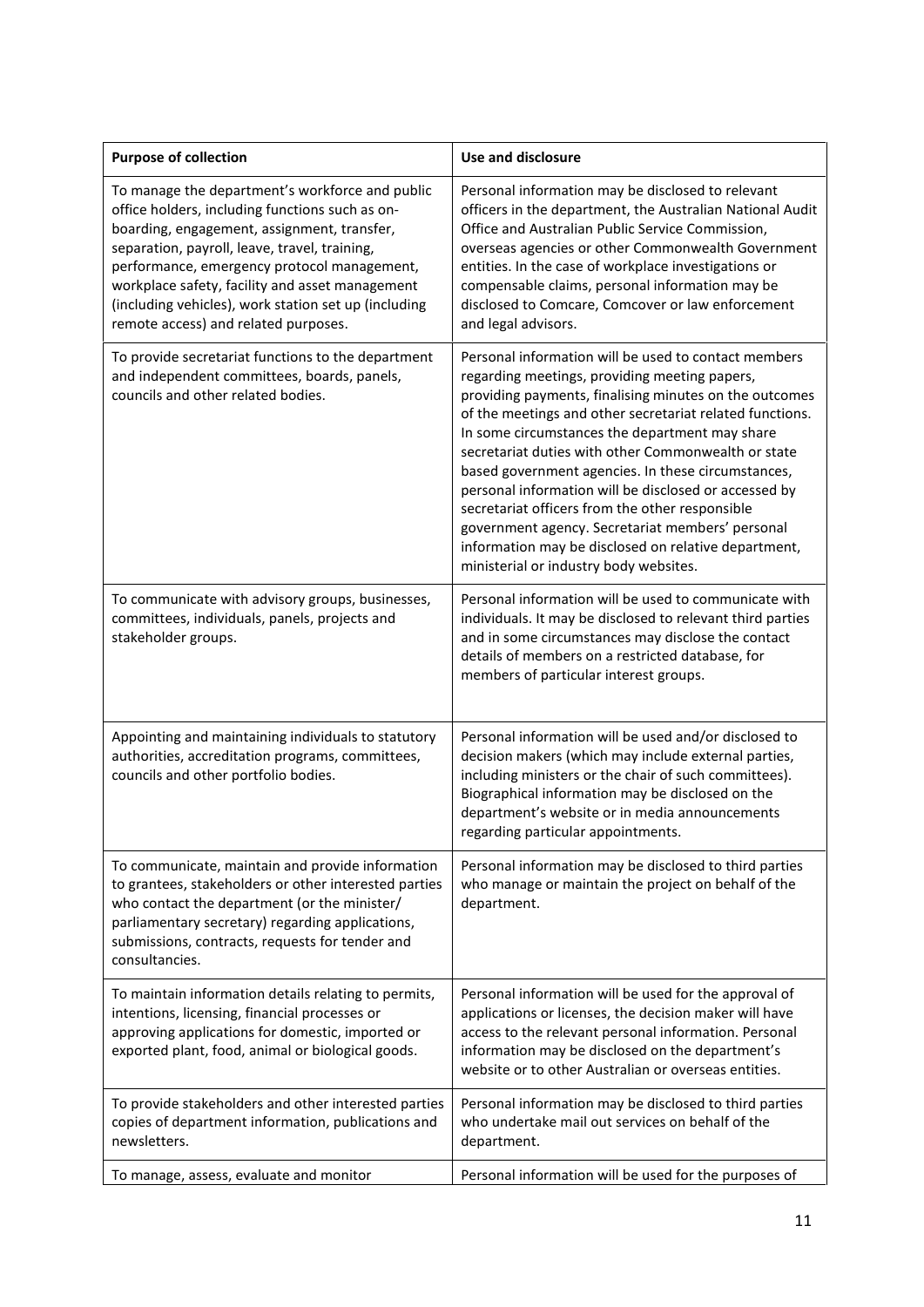| Purpose of collection | Use and disclosure |
|---|---|
| To manage the department's workforce and public office holders, including functions such as on-boarding, engagement, assignment, transfer, separation, payroll, leave, travel, training, performance, emergency protocol management, workplace safety, facility and asset management (including vehicles), work station set up (including remote access) and related purposes. | Personal information may be disclosed to relevant officers in the department, the Australian National Audit Office and Australian Public Service Commission, overseas agencies or other Commonwealth Government entities. In the case of workplace investigations or compensable claims, personal information may be disclosed to Comcare, Comcover or law enforcement and legal advisors. |
| To provide secretariat functions to the department and independent committees, boards, panels, councils and other related bodies. | Personal information will be used to contact members regarding meetings, providing meeting papers, providing payments, finalising minutes on the outcomes of the meetings and other secretariat related functions. In some circumstances the department may share secretariat duties with other Commonwealth or state based government agencies. In these circumstances, personal information will be disclosed or accessed by secretariat officers from the other responsible government agency. Secretariat members' personal information may be disclosed on relative department, ministerial or industry body websites. |
| To communicate with advisory groups, businesses, committees, individuals, panels, projects and stakeholder groups. | Personal information will be used to communicate with individuals. It may be disclosed to relevant third parties and in some circumstances may disclose the contact details of members on a restricted database, for members of particular interest groups. |
| Appointing and maintaining individuals to statutory authorities, accreditation programs, committees, councils and other portfolio bodies. | Personal information will be used and/or disclosed to decision makers (which may include external parties, including ministers or the chair of such committees). Biographical information may be disclosed on the department's website or in media announcements regarding particular appointments. |
| To communicate, maintain and provide information to grantees, stakeholders or other interested parties who contact the department (or the minister/ parliamentary secretary) regarding applications, submissions, contracts, requests for tender and consultancies. | Personal information may be disclosed to third parties who manage or maintain the project on behalf of the department. |
| To maintain information details relating to permits, intentions, licensing, financial processes or approving applications for domestic, imported or exported plant, food, animal or biological goods. | Personal information will be used for the approval of applications or licenses, the decision maker will have access to the relevant personal information. Personal information may be disclosed on the department's website or to other Australian or overseas entities. |
| To provide stakeholders and other interested parties copies of department information, publications and newsletters. | Personal information may be disclosed to third parties who undertake mail out services on behalf of the department. |
| To manage, assess, evaluate and monitor | Personal information will be used for the purposes of |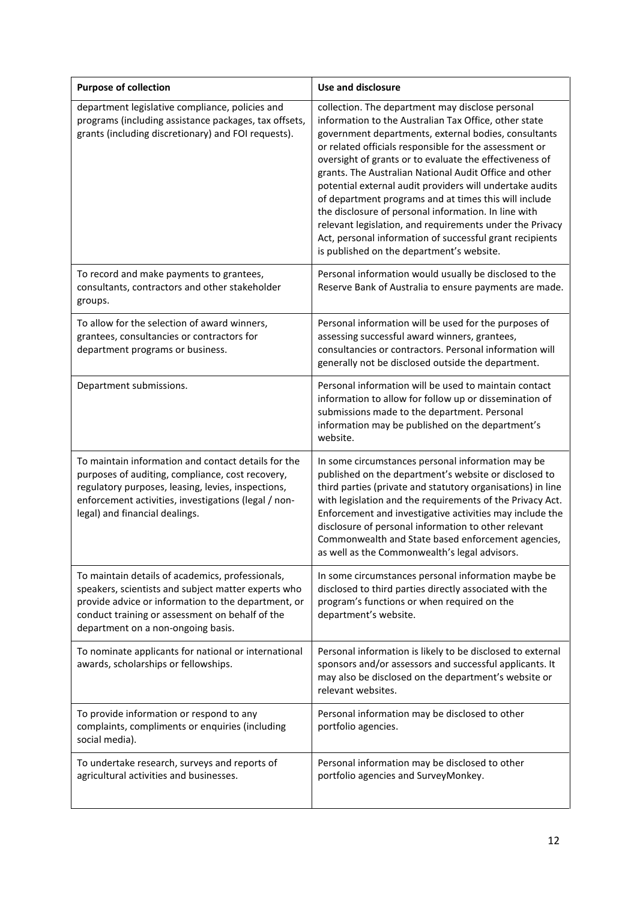| Purpose of collection | Use and disclosure |
|---|---|
| department legislative compliance, policies and programs (including assistance packages, tax offsets, grants (including discretionary) and FOI requests). | collection. The department may disclose personal information to the Australian Tax Office, other state government departments, external bodies, consultants or related officials responsible for the assessment or oversight of grants or to evaluate the effectiveness of grants. The Australian National Audit Office and other potential external audit providers will undertake audits of department programs and at times this will include the disclosure of personal information. In line with relevant legislation, and requirements under the Privacy Act, personal information of successful grant recipients is published on the department's website. |
| To record and make payments to grantees, consultants, contractors and other stakeholder groups. | Personal information would usually be disclosed to the Reserve Bank of Australia to ensure payments are made. |
| To allow for the selection of award winners, grantees, consultancies or contractors for department programs or business. | Personal information will be used for the purposes of assessing successful award winners, grantees, consultancies or contractors. Personal information will generally not be disclosed outside the department. |
| Department submissions. | Personal information will be used to maintain contact information to allow for follow up or dissemination of submissions made to the department. Personal information may be published on the department's website. |
| To maintain information and contact details for the purposes of auditing, compliance, cost recovery, regulatory purposes, leasing, levies, inspections, enforcement activities, investigations (legal / non-legal) and financial dealings. | In some circumstances personal information may be published on the department's website or disclosed to third parties (private and statutory organisations) in line with legislation and the requirements of the Privacy Act. Enforcement and investigative activities may include the disclosure of personal information to other relevant Commonwealth and State based enforcement agencies, as well as the Commonwealth's legal advisors. |
| To maintain details of academics, professionals, speakers, scientists and subject matter experts who provide advice or information to the department, or conduct training or assessment on behalf of the department on a non-ongoing basis. | In some circumstances personal information maybe be disclosed to third parties directly associated with the program's functions or when required on the department's website. |
| To nominate applicants for national or international awards, scholarships or fellowships. | Personal information is likely to be disclosed to external sponsors and/or assessors and successful applicants. It may also be disclosed on the department's website or relevant websites. |
| To provide information or respond to any complaints, compliments or enquiries (including social media). | Personal information may be disclosed to other portfolio agencies. |
| To undertake research, surveys and reports of agricultural activities and businesses. | Personal information may be disclosed to other portfolio agencies and SurveyMonkey. |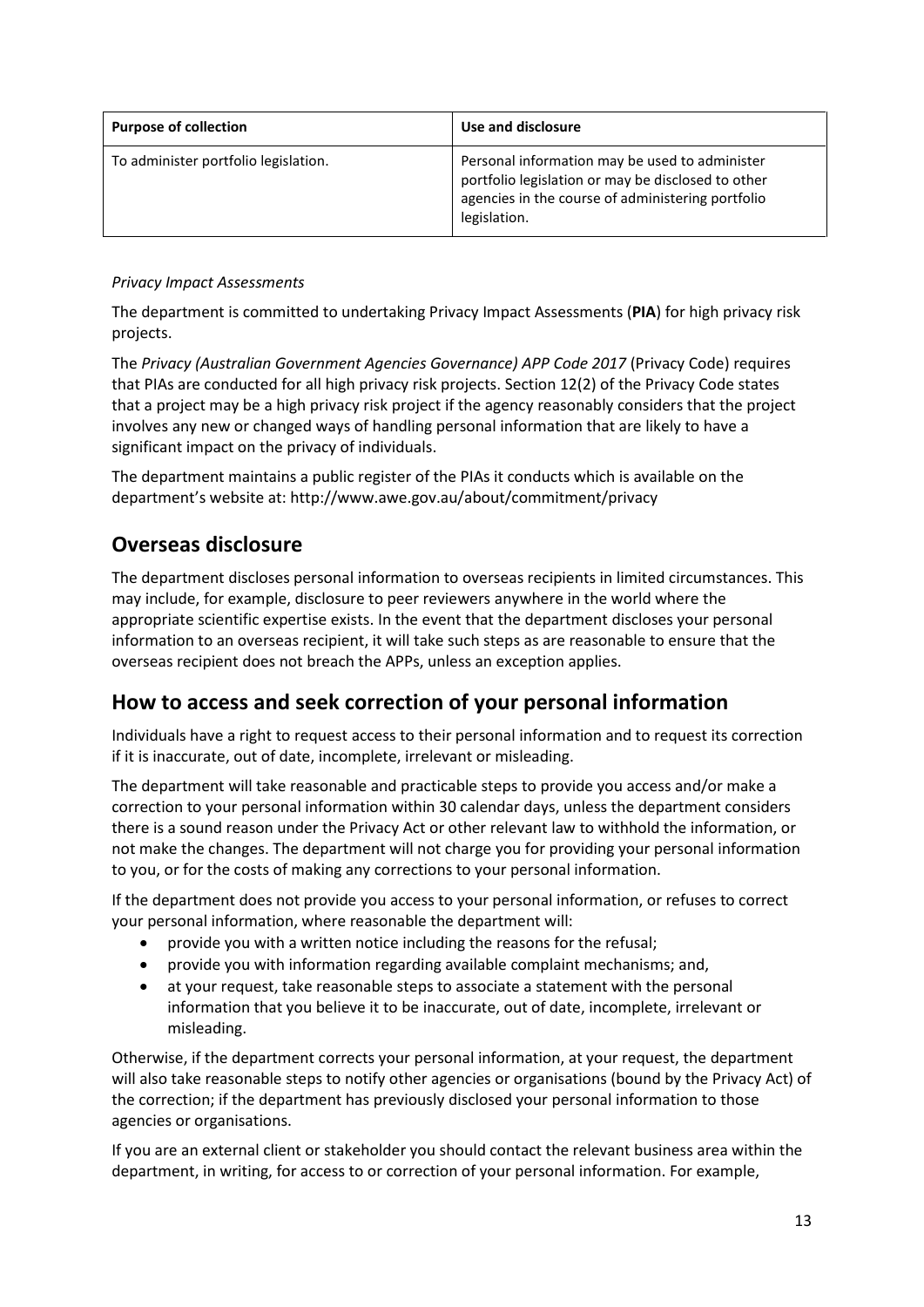| Purpose of collection | Use and disclosure |
| --- | --- |
| To administer portfolio legislation. | Personal information may be used to administer portfolio legislation or may be disclosed to other agencies in the course of administering portfolio legislation. |

*Privacy Impact Assessments*

The department is committed to undertaking Privacy Impact Assessments (**PIA**) for high privacy risk projects.

The *Privacy (Australian Government Agencies Governance) APP Code 2017* (Privacy Code) requires that PIAs are conducted for all high privacy risk projects. Section 12(2) of the Privacy Code states that a project may be a high privacy risk project if the agency reasonably considers that the project involves any new or changed ways of handling personal information that are likely to have a significant impact on the privacy of individuals.

The department maintains a public register of the PIAs it conducts which is available on the department's website at: http://www.awe.gov.au/about/commitment/privacy

## Overseas disclosure

The department discloses personal information to overseas recipients in limited circumstances. This may include, for example, disclosure to peer reviewers anywhere in the world where the appropriate scientific expertise exists. In the event that the department discloses your personal information to an overseas recipient, it will take such steps as are reasonable to ensure that the overseas recipient does not breach the APPs, unless an exception applies.

## How to access and seek correction of your personal information

Individuals have a right to request access to their personal information and to request its correction if it is inaccurate, out of date, incomplete, irrelevant or misleading.

The department will take reasonable and practicable steps to provide you access and/or make a correction to your personal information within 30 calendar days, unless the department considers there is a sound reason under the Privacy Act or other relevant law to withhold the information, or not make the changes. The department will not charge you for providing your personal information to you, or for the costs of making any corrections to your personal information.

If the department does not provide you access to your personal information, or refuses to correct your personal information, where reasonable the department will:

- provide you with a written notice including the reasons for the refusal;
- provide you with information regarding available complaint mechanisms; and,
- at your request, take reasonable steps to associate a statement with the personal information that you believe it to be inaccurate, out of date, incomplete, irrelevant or misleading.

Otherwise, if the department corrects your personal information, at your request, the department will also take reasonable steps to notify other agencies or organisations (bound by the Privacy Act) of the correction; if the department has previously disclosed your personal information to those agencies or organisations.

If you are an external client or stakeholder you should contact the relevant business area within the department, in writing, for access to or correction of your personal information. For example,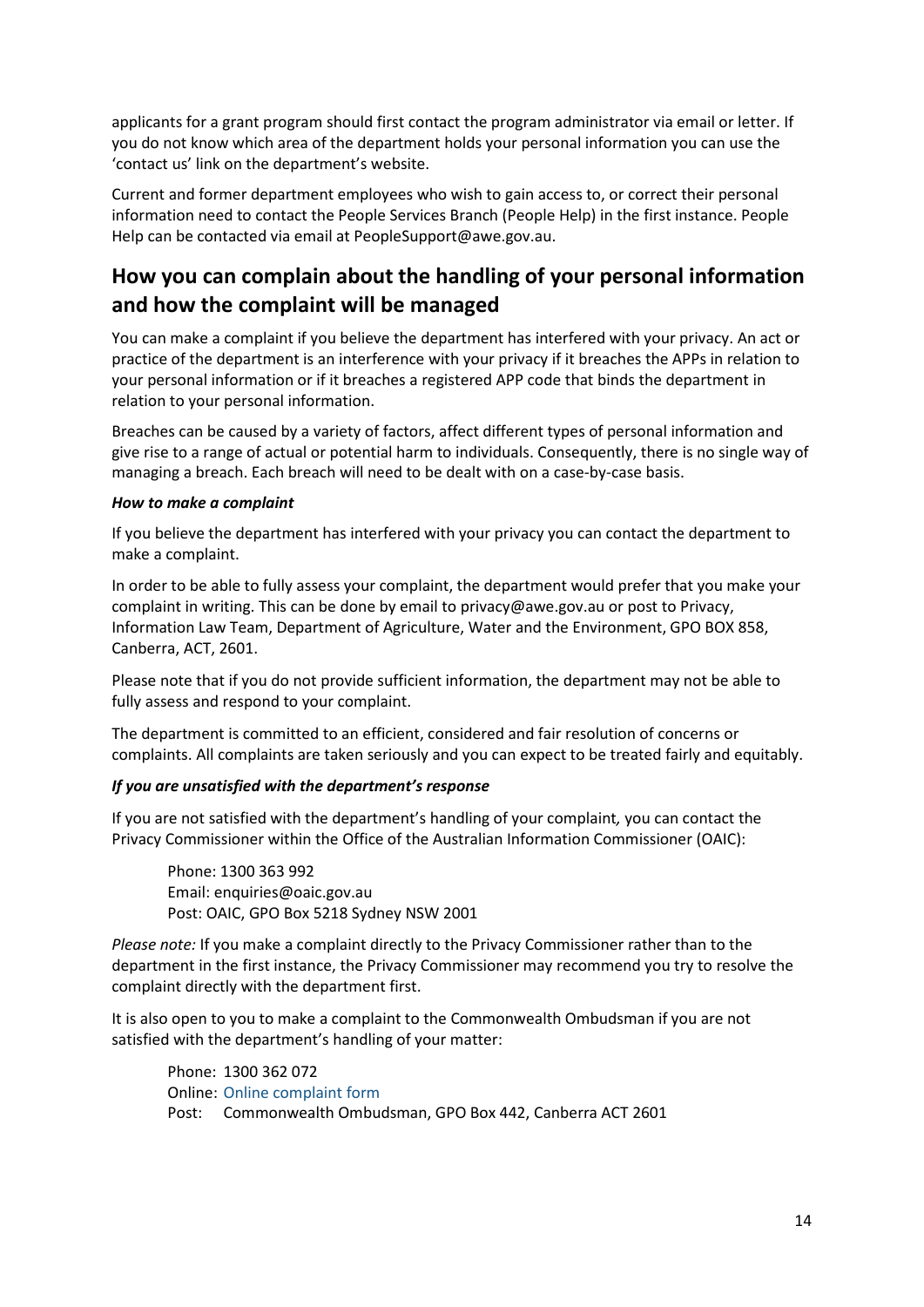applicants for a grant program should first contact the program administrator via email or letter. If you do not know which area of the department holds your personal information you can use the 'contact us' link on the department's website.

Current and former department employees who wish to gain access to, or correct their personal information need to contact the People Services Branch (People Help) in the first instance. People Help can be contacted via email at PeopleSupport@awe.gov.au.

## How you can complain about the handling of your personal information and how the complaint will be managed

You can make a complaint if you believe the department has interfered with your privacy. An act or practice of the department is an interference with your privacy if it breaches the APPs in relation to your personal information or if it breaches a registered APP code that binds the department in relation to your personal information.

Breaches can be caused by a variety of factors, affect different types of personal information and give rise to a range of actual or potential harm to individuals. Consequently, there is no single way of managing a breach. Each breach will need to be dealt with on a case-by-case basis.

### *How to make a complaint*

If you believe the department has interfered with your privacy you can contact the department to make a complaint.

In order to be able to fully assess your complaint, the department would prefer that you make your complaint in writing. This can be done by email to privacy@awe.gov.au or post to Privacy, Information Law Team, Department of Agriculture, Water and the Environment, GPO BOX 858, Canberra, ACT, 2601.

Please note that if you do not provide sufficient information, the department may not be able to fully assess and respond to your complaint.

The department is committed to an efficient, considered and fair resolution of concerns or complaints. All complaints are taken seriously and you can expect to be treated fairly and equitably.

### *If you are unsatisfied with the department's response*

If you are not satisfied with the department's handling of your complaint, you can contact the Privacy Commissioner within the Office of the Australian Information Commissioner (OAIC):

Phone: 1300 363 992
Email: enquiries@oaic.gov.au
Post: OAIC, GPO Box 5218 Sydney NSW 2001

*Please note:* If you make a complaint directly to the Privacy Commissioner rather than to the department in the first instance, the Privacy Commissioner may recommend you try to resolve the complaint directly with the department first.

It is also open to you to make a complaint to the Commonwealth Ombudsman if you are not satisfied with the department's handling of your matter:

Phone: 1300 362 072
Online: Online complaint form
Post: Commonwealth Ombudsman, GPO Box 442, Canberra ACT 2601